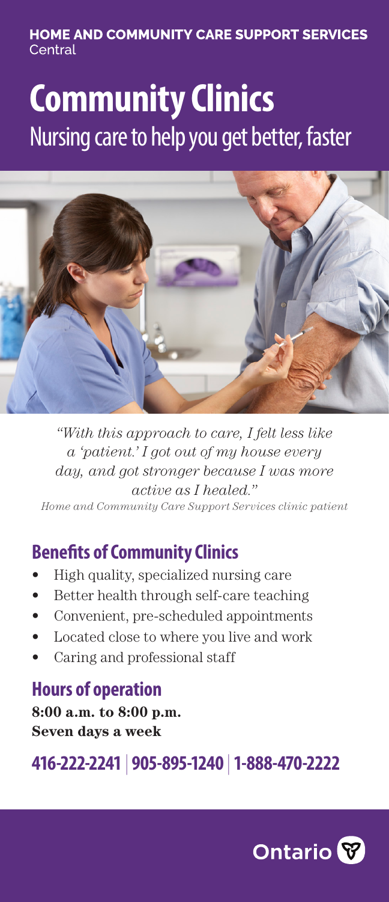**HOME AND COMMUNITY CARE SUPPORT SERVICES**
Central

# Community Clinics

## Nursing care to help you get better, faster

*"With this approach to care, I felt less like a 'patient.' I got out of my house every day, and got stronger because I was more active as I healed."*

*Home and Community Care Support Services clinic patient*

## Benefits of Community Clinics

- High quality, specialized nursing care
- Better health through self-care teaching
- Convenient, pre-scheduled appointments
- Located close to where you live and work
- Caring and professional staff

## Hours of operation

**8:00 a.m. to 8:00 p.m.**
**Seven days a week**

**416-222-2241 | 905-895-1240 | 1-888-470-2222**

Ontario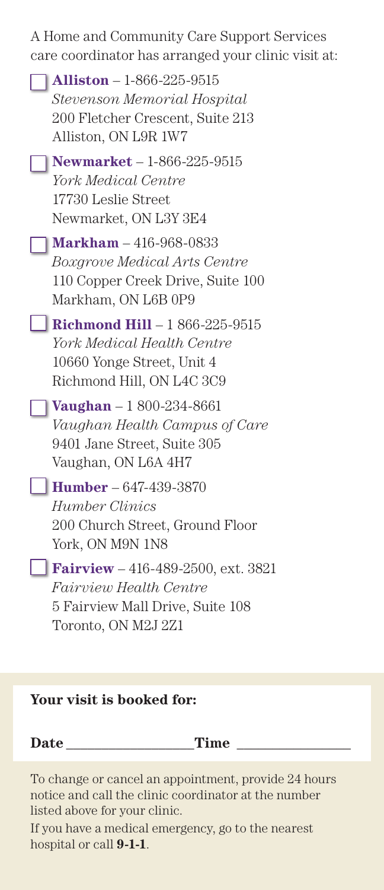A Home and Community Care Support Services care coordinator has arranged your clinic visit at:

- ☐ **Alliston** – 1-866-225-9515
  *Stevenson Memorial Hospital*
  200 Fletcher Crescent, Suite 213
  Alliston, ON L9R 1W7
- ☐ **Newmarket** – 1-866-225-9515
  *York Medical Centre*
  17730 Leslie Street
  Newmarket, ON L3Y 3E4
- ☐ **Markham** – 416-968-0833
  *Boxgrove Medical Arts Centre*
  110 Copper Creek Drive, Suite 100
  Markham, ON L6B 0P9
- ☐ **Richmond Hill** – 1 866-225-9515
  *York Medical Health Centre*
  10660 Yonge Street, Unit 4
  Richmond Hill, ON L4C 3C9
- ☐ **Vaughan** – 1 800-234-8661
  *Vaughan Health Campus of Care*
  9401 Jane Street, Suite 305
  Vaughan, ON L6A 4H7
- ☐ **Humber** – 647-439-3870
  *Humber Clinics*
  200 Church Street, Ground Floor
  York, ON M9N 1N8
- ☐ **Fairview** – 416-489-2500, ext. 3821
  *Fairview Health Centre*
  5 Fairview Mall Drive, Suite 108
  Toronto, ON M2J 2Z1

**Your visit is booked for:**

**Date** ________________ **Time** ______________

To change or cancel an appointment, provide 24 hours notice and call the clinic coordinator at the number listed above for your clinic.

If you have a medical emergency, go to the nearest hospital or call **9-1-1**.